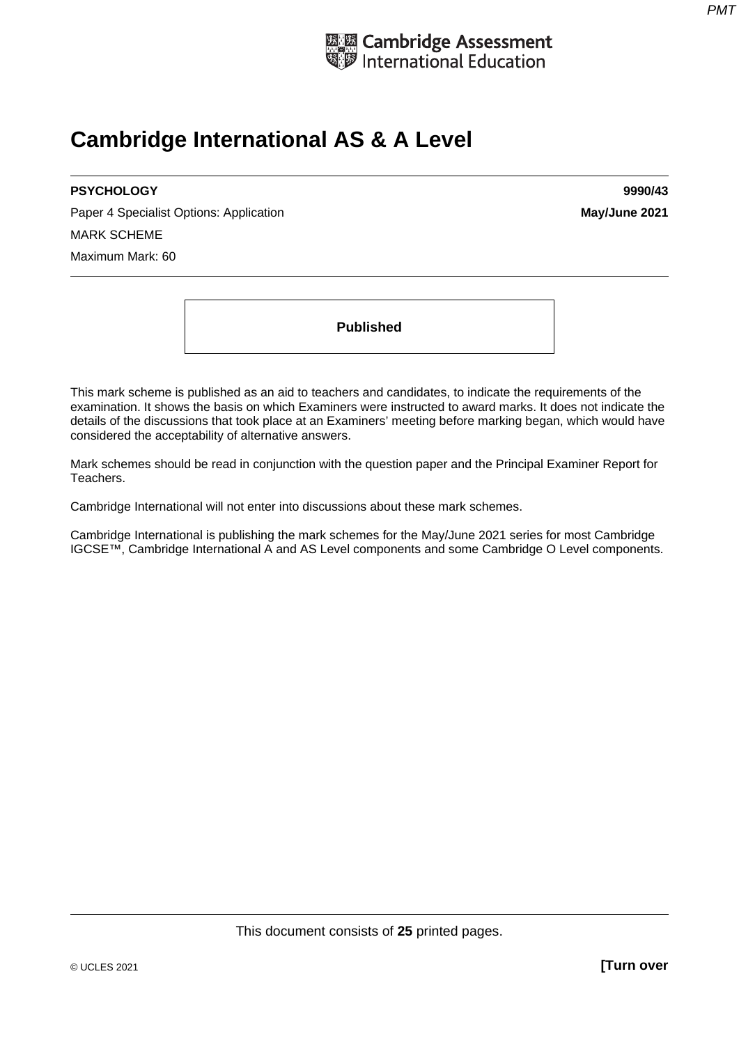Cambridge Assessment International Education

# Cambridge International AS & A Level

**PSYCHOLOGY** **9990/43**

Paper 4 Specialist Options: Application **May/June 2021**

MARK SCHEME

Maximum Mark: 60

**Published**

This mark scheme is published as an aid to teachers and candidates, to indicate the requirements of the examination. It shows the basis on which Examiners were instructed to award marks. It does not indicate the details of the discussions that took place at an Examiners' meeting before marking began, which would have considered the acceptability of alternative answers.

Mark schemes should be read in conjunction with the question paper and the Principal Examiner Report for Teachers.

Cambridge International will not enter into discussions about these mark schemes.

Cambridge International is publishing the mark schemes for the May/June 2021 series for most Cambridge IGCSE™, Cambridge International A and AS Level components and some Cambridge O Level components.

This document consists of **25** printed pages.

© UCLES 2021 **[Turn over**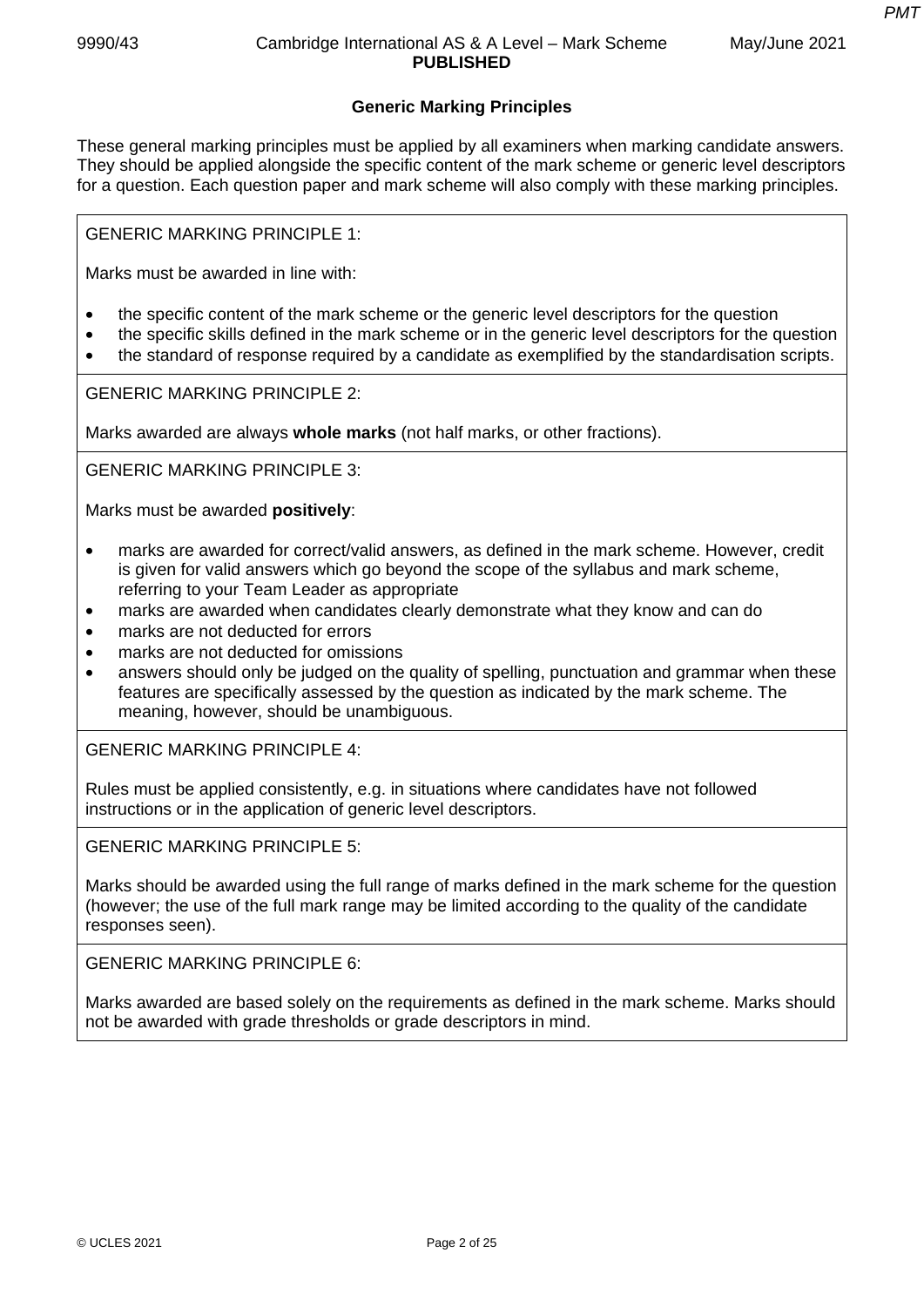## Generic Marking Principles

These general marking principles must be applied by all examiners when marking candidate answers. They should be applied alongside the specific content of the mark scheme or generic level descriptors for a question. Each question paper and mark scheme will also comply with these marking principles.

GENERIC MARKING PRINCIPLE 1:

Marks must be awarded in line with:

- the specific content of the mark scheme or the generic level descriptors for the question
- the specific skills defined in the mark scheme or in the generic level descriptors for the question
- the standard of response required by a candidate as exemplified by the standardisation scripts.

GENERIC MARKING PRINCIPLE 2:

Marks awarded are always **whole marks** (not half marks, or other fractions).

GENERIC MARKING PRINCIPLE 3:

Marks must be awarded **positively**:

- marks are awarded for correct/valid answers, as defined in the mark scheme. However, credit is given for valid answers which go beyond the scope of the syllabus and mark scheme, referring to your Team Leader as appropriate
- marks are awarded when candidates clearly demonstrate what they know and can do
- marks are not deducted for errors
- marks are not deducted for omissions
- answers should only be judged on the quality of spelling, punctuation and grammar when these features are specifically assessed by the question as indicated by the mark scheme. The meaning, however, should be unambiguous.

GENERIC MARKING PRINCIPLE 4:

Rules must be applied consistently, e.g. in situations where candidates have not followed instructions or in the application of generic level descriptors.

GENERIC MARKING PRINCIPLE 5:

Marks should be awarded using the full range of marks defined in the mark scheme for the question (however; the use of the full mark range may be limited according to the quality of the candidate responses seen).

GENERIC MARKING PRINCIPLE 6:

Marks awarded are based solely on the requirements as defined in the mark scheme. Marks should not be awarded with grade thresholds or grade descriptors in mind.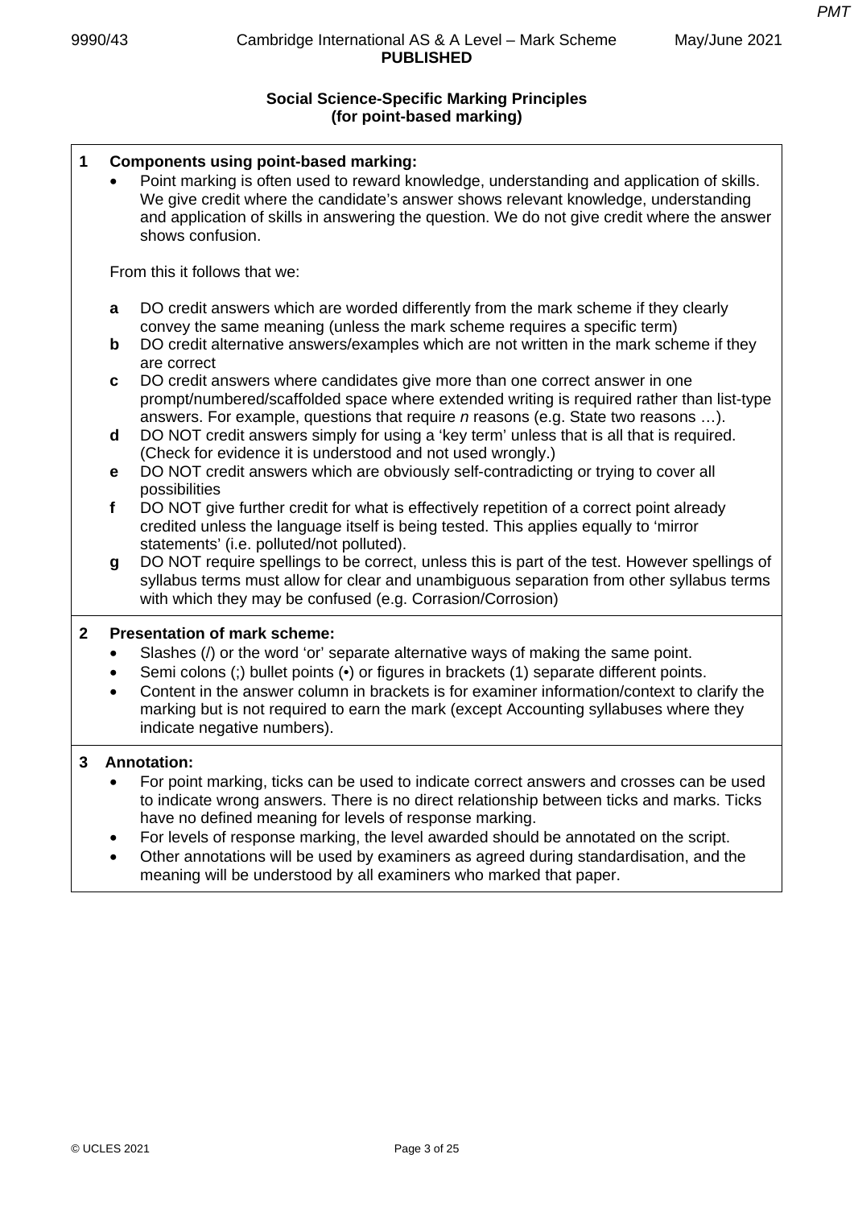## Social Science-Specific Marking Principles
## (for point-based marking)

**1 Components using point-based marking:**

- Point marking is often used to reward knowledge, understanding and application of skills. We give credit where the candidate's answer shows relevant knowledge, understanding and application of skills in answering the question. We do not give credit where the answer shows confusion.

From this it follows that we:

**a** DO credit answers which are worded differently from the mark scheme if they clearly convey the same meaning (unless the mark scheme requires a specific term)

**b** DO credit alternative answers/examples which are not written in the mark scheme if they are correct

**c** DO credit answers where candidates give more than one correct answer in one prompt/numbered/scaffolded space where extended writing is required rather than list-type answers. For example, questions that require *n* reasons (e.g. State two reasons …).

**d** DO NOT credit answers simply for using a 'key term' unless that is all that is required. (Check for evidence it is understood and not used wrongly.)

**e** DO NOT credit answers which are obviously self-contradicting or trying to cover all possibilities

**f** DO NOT give further credit for what is effectively repetition of a correct point already credited unless the language itself is being tested. This applies equally to 'mirror statements' (i.e. polluted/not polluted).

**g** DO NOT require spellings to be correct, unless this is part of the test. However spellings of syllabus terms must allow for clear and unambiguous separation from other syllabus terms with which they may be confused (e.g. Corrasion/Corrosion)

**2 Presentation of mark scheme:**

- Slashes (/) or the word 'or' separate alternative ways of making the same point.
- Semi colons (;) bullet points (•) or figures in brackets (1) separate different points.
- Content in the answer column in brackets is for examiner information/context to clarify the marking but is not required to earn the mark (except Accounting syllabuses where they indicate negative numbers).

**3 Annotation:**

- For point marking, ticks can be used to indicate correct answers and crosses can be used to indicate wrong answers. There is no direct relationship between ticks and marks. Ticks have no defined meaning for levels of response marking.
- For levels of response marking, the level awarded should be annotated on the script.
- Other annotations will be used by examiners as agreed during standardisation, and the meaning will be understood by all examiners who marked that paper.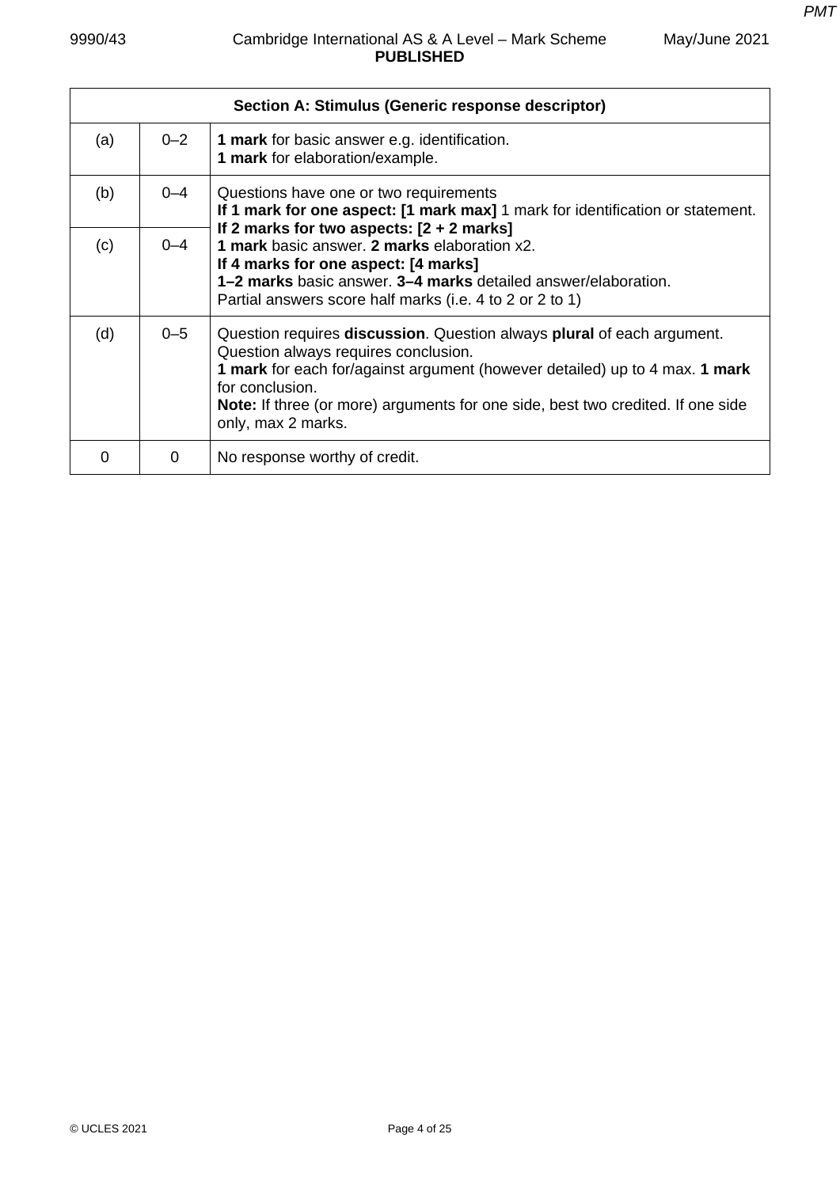| Section A: Stimulus (Generic response descriptor) | | |
|---|---|---|
| (a) | 0–2 | **1 mark** for basic answer e.g. identification.<br>**1 mark** for elaboration/example. |
| (b) | 0–4 | Questions have one or two requirements<br>**If 1 mark for one aspect: [1 mark max]** 1 mark for identification or statement.<br>**If 2 marks for two aspects: [2 + 2 marks]**<br>**1 mark** basic answer. **2 marks** elaboration x2.<br>**If 4 marks for one aspect: [4 marks]**<br>**1–2 marks** basic answer. **3–4 marks** detailed answer/elaboration.<br>Partial answers score half marks (i.e. 4 to 2 or 2 to 1) |
| (c) | 0–4 | |
| (d) | 0–5 | Question requires **discussion**. Question always **plural** of each argument. Question always requires conclusion.<br>**1 mark** for each for/against argument (however detailed) up to 4 max. **1 mark** for conclusion.<br>**Note:** If three (or more) arguments for one side, best two credited. If one side only, max 2 marks. |
| 0 | 0 | No response worthy of credit. |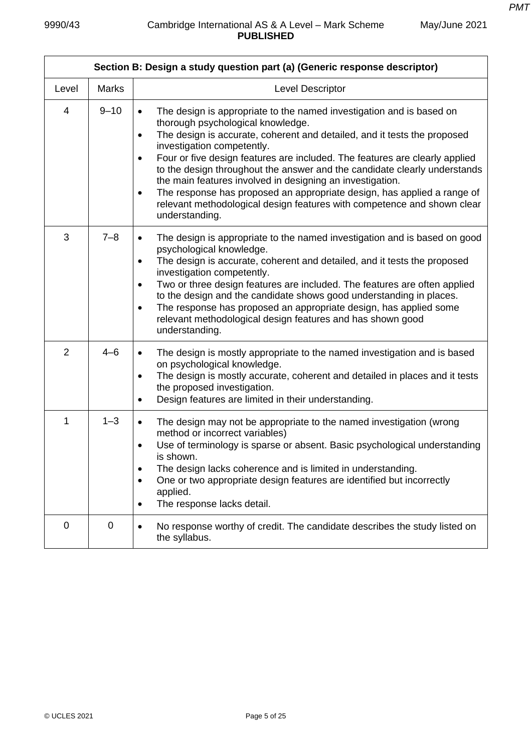| Section B: Design a study question part (a) (Generic response descriptor) | | |
|---|---|---|
| Level | Marks | Level Descriptor |
| 4 | 9–10 | • The design is appropriate to the named investigation and is based on thorough psychological knowledge.<br>• The design is accurate, coherent and detailed, and it tests the proposed investigation competently.<br>• Four or five design features are included. The features are clearly applied to the design throughout the answer and the candidate clearly understands the main features involved in designing an investigation.<br>• The response has proposed an appropriate design, has applied a range of relevant methodological design features with competence and shown clear understanding. |
| 3 | 7–8 | • The design is appropriate to the named investigation and is based on good psychological knowledge.<br>• The design is accurate, coherent and detailed, and it tests the proposed investigation competently.<br>• Two or three design features are included. The features are often applied to the design and the candidate shows good understanding in places.<br>• The response has proposed an appropriate design, has applied some relevant methodological design features and has shown good understanding. |
| 2 | 4–6 | • The design is mostly appropriate to the named investigation and is based on psychological knowledge.<br>• The design is mostly accurate, coherent and detailed in places and it tests the proposed investigation.<br>• Design features are limited in their understanding. |
| 1 | 1–3 | • The design may not be appropriate to the named investigation (wrong method or incorrect variables)<br>• Use of terminology is sparse or absent. Basic psychological understanding is shown.<br>• The design lacks coherence and is limited in understanding.<br>• One or two appropriate design features are identified but incorrectly applied.<br>• The response lacks detail. |
| 0 | 0 | • No response worthy of credit. The candidate describes the study listed on the syllabus. |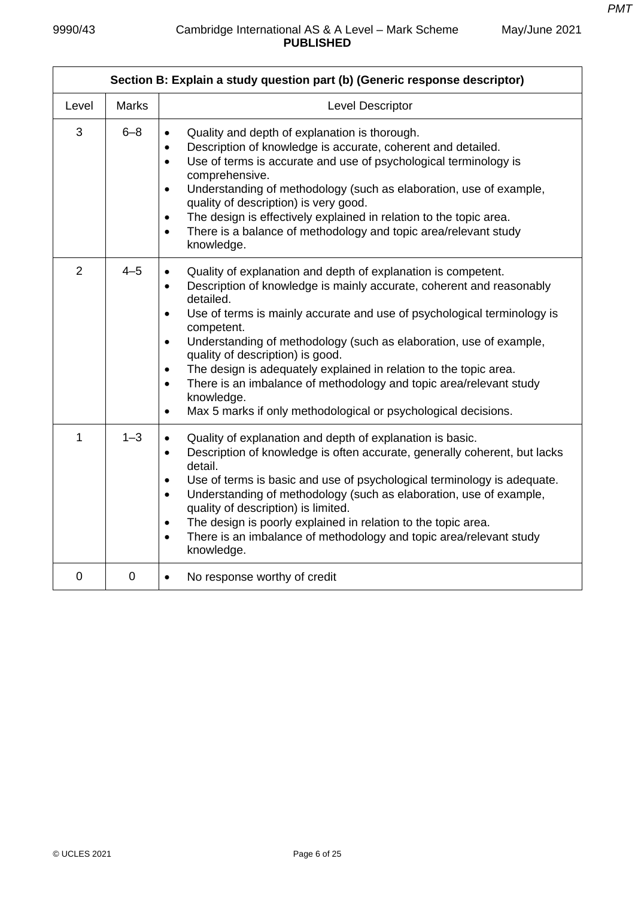| Section B: Explain a study question part (b) (Generic response descriptor) | | |
|---|---|---|
| Level | Marks | Level Descriptor |
| 3 | 6–8 | • Quality and depth of explanation is thorough.<br>• Description of knowledge is accurate, coherent and detailed.<br>• Use of terms is accurate and use of psychological terminology is comprehensive.<br>• Understanding of methodology (such as elaboration, use of example, quality of description) is very good.<br>• The design is effectively explained in relation to the topic area.<br>• There is a balance of methodology and topic area/relevant study knowledge. |
| 2 | 4–5 | • Quality of explanation and depth of explanation is competent.<br>• Description of knowledge is mainly accurate, coherent and reasonably detailed.<br>• Use of terms is mainly accurate and use of psychological terminology is competent.<br>• Understanding of methodology (such as elaboration, use of example, quality of description) is good.<br>• The design is adequately explained in relation to the topic area.<br>• There is an imbalance of methodology and topic area/relevant study knowledge.<br>• Max 5 marks if only methodological or psychological decisions. |
| 1 | 1–3 | • Quality of explanation and depth of explanation is basic.<br>• Description of knowledge is often accurate, generally coherent, but lacks detail.<br>• Use of terms is basic and use of psychological terminology is adequate.<br>• Understanding of methodology (such as elaboration, use of example, quality of description) is limited.<br>• The design is poorly explained in relation to the topic area.<br>• There is an imbalance of methodology and topic area/relevant study knowledge. |
| 0 | 0 | • No response worthy of credit |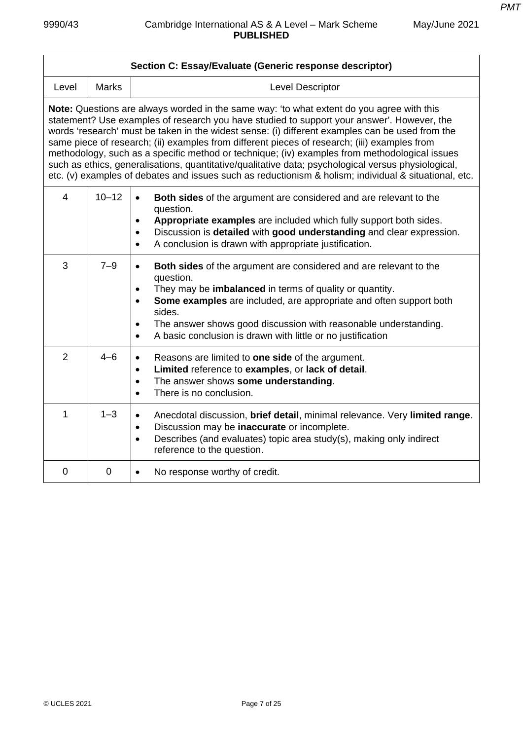| Section C: Essay/Evaluate (Generic response descriptor) | | |
|---|---|---|
| Level | Marks | Level Descriptor |
| **Note:** Questions are always worded in the same way: 'to what extent do you agree with this statement? Use examples of research you have studied to support your answer'. However, the words 'research' must be taken in the widest sense: (i) different examples can be used from the same piece of research; (ii) examples from different pieces of research; (iii) examples from methodology, such as a specific method or technique; (iv) examples from methodological issues such as ethics, generalisations, quantitative/qualitative data; psychological versus physiological, etc. (v) examples of debates and issues such as reductionism & holism; individual & situational, etc. | | |
| 4 | 10–12 | • **Both sides** of the argument are considered and are relevant to the question.<br>• **Appropriate examples** are included which fully support both sides.<br>• Discussion is **detailed** with **good understanding** and clear expression.<br>• A conclusion is drawn with appropriate justification. |
| 3 | 7–9 | • **Both sides** of the argument are considered and are relevant to the question.<br>• They may be **imbalanced** in terms of quality or quantity.<br>• **Some examples** are included, are appropriate and often support both sides.<br>• The answer shows good discussion with reasonable understanding.<br>• A basic conclusion is drawn with little or no justification |
| 2 | 4–6 | • Reasons are limited to **one side** of the argument.<br>• **Limited** reference to **examples**, or **lack of detail**.<br>• The answer shows **some understanding**.<br>• There is no conclusion. |
| 1 | 1–3 | • Anecdotal discussion, **brief detail**, minimal relevance. Very **limited range**.<br>• Discussion may be **inaccurate** or incomplete.<br>• Describes (and evaluates) topic area study(s), making only indirect reference to the question. |
| 0 | 0 | • No response worthy of credit. |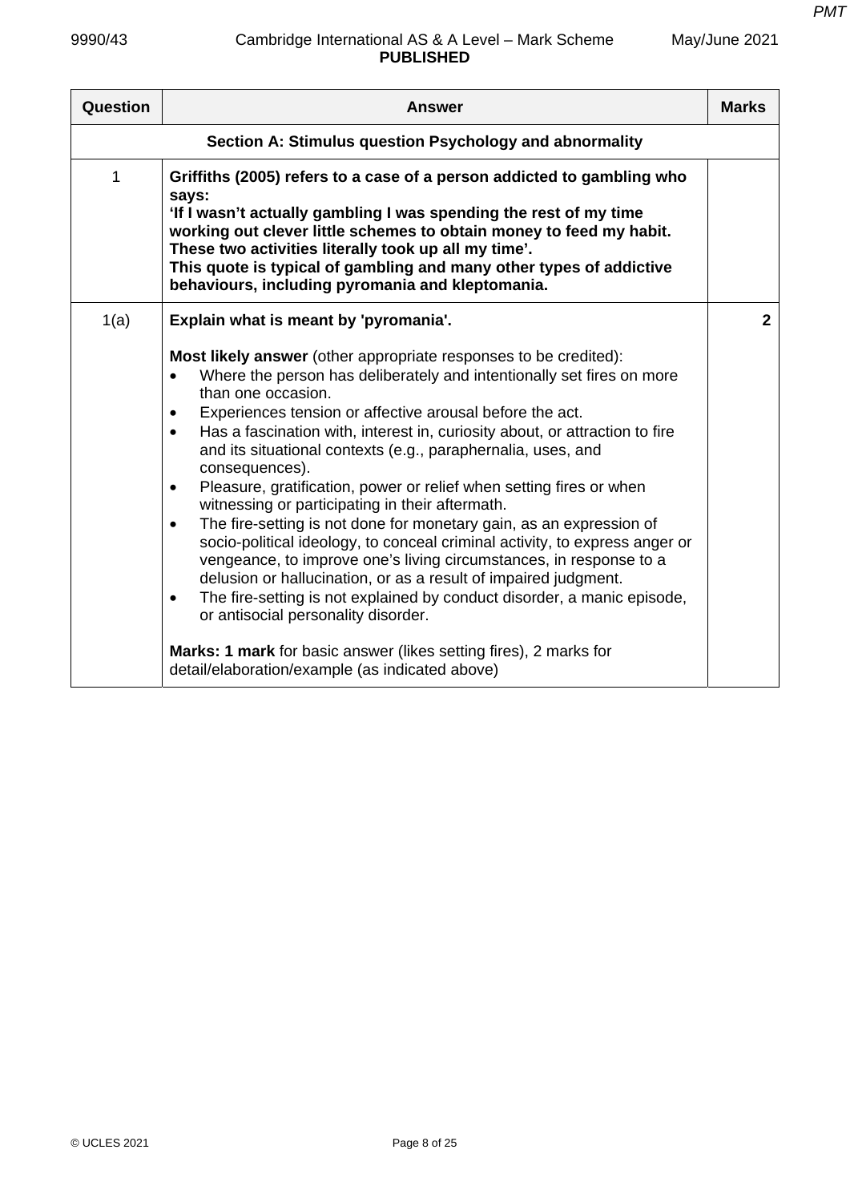| Question | Answer | Marks |
|---|---|---|
| | **Section A: Stimulus question Psychology and abnormality** | |
| 1 | **Griffiths (2005) refers to a case of a person addicted to gambling who says:**<br>**'If I wasn't actually gambling I was spending the rest of my time working out clever little schemes to obtain money to feed my habit. These two activities literally took up all my time'.**<br>**This quote is typical of gambling and many other types of addictive behaviours, including pyromania and kleptomania.** | |
| 1(a) | **Explain what is meant by 'pyromania'.**<br><br>**Most likely answer** (other appropriate responses to be credited):<br>• Where the person has deliberately and intentionally set fires on more than one occasion.<br>• Experiences tension or affective arousal before the act.<br>• Has a fascination with, interest in, curiosity about, or attraction to fire and its situational contexts (e.g., paraphernalia, uses, and consequences).<br>• Pleasure, gratification, power or relief when setting fires or when witnessing or participating in their aftermath.<br>• The fire-setting is not done for monetary gain, as an expression of socio-political ideology, to conceal criminal activity, to express anger or vengeance, to improve one's living circumstances, in response to a delusion or hallucination, or as a result of impaired judgment.<br>• The fire-setting is not explained by conduct disorder, a manic episode, or antisocial personality disorder.<br><br>**Marks: 1 mark** for basic answer (likes setting fires), 2 marks for detail/elaboration/example (as indicated above) | 2 |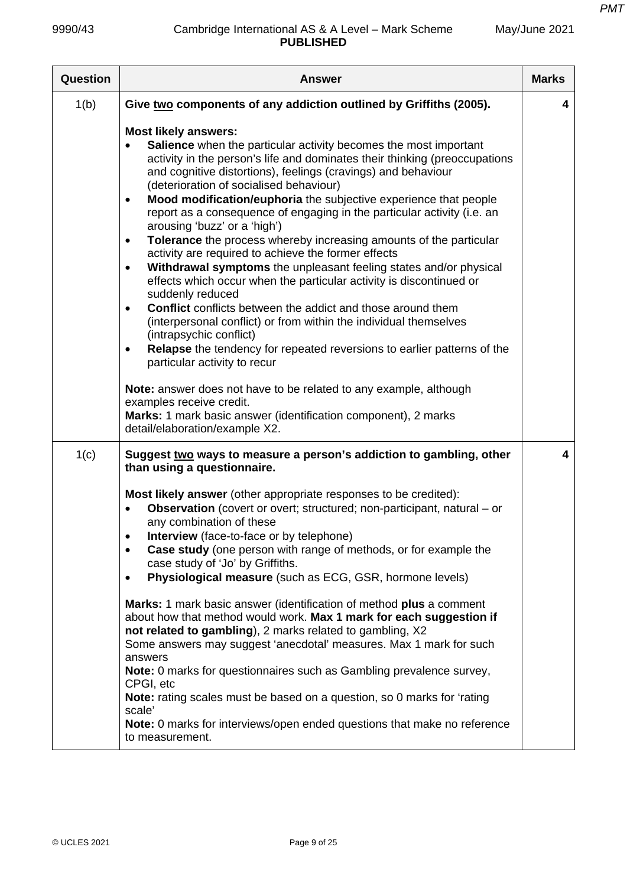| Question | Answer | Marks |
|---|---|---|
| 1(b) | **Give <u>two</u> components of any addiction outlined by Griffiths (2005).**<br><br>**Most likely answers:**<br>• **Salience** when the particular activity becomes the most important activity in the person's life and dominates their thinking (preoccupations and cognitive distortions), feelings (cravings) and behaviour (deterioration of socialised behaviour)<br>• **Mood modification/euphoria** the subjective experience that people report as a consequence of engaging in the particular activity (i.e. an arousing 'buzz' or a 'high')<br>• **Tolerance** the process whereby increasing amounts of the particular activity are required to achieve the former effects<br>• **Withdrawal symptoms** the unpleasant feeling states and/or physical effects which occur when the particular activity is discontinued or suddenly reduced<br>• **Conflict** conflicts between the addict and those around them (interpersonal conflict) or from within the individual themselves (intrapsychic conflict)<br>• **Relapse** the tendency for repeated reversions to earlier patterns of the particular activity to recur<br><br>**Note:** answer does not have to be related to any example, although examples receive credit.<br>**Marks:** 1 mark basic answer (identification component), 2 marks detail/elaboration/example X2. | 4 |
| 1(c) | **Suggest <u>two</u> ways to measure a person's addiction to gambling, other than using a questionnaire.**<br><br>**Most likely answer** (other appropriate responses to be credited):<br>• **Observation** (covert or overt; structured; non-participant, natural – or any combination of these<br>• **Interview** (face-to-face or by telephone)<br>• **Case study** (one person with range of methods, or for example the case study of 'Jo' by Griffiths.<br>• **Physiological measure** (such as ECG, GSR, hormone levels)<br><br>**Marks:** 1 mark basic answer (identification of method **plus** a comment about how that method would work. **Max 1 mark for each suggestion if not related to gambling**), 2 marks related to gambling, X2<br>Some answers may suggest 'anecdotal' measures. Max 1 mark for such answers<br>**Note:** 0 marks for questionnaires such as Gambling prevalence survey, CPGI, etc<br>**Note:** rating scales must be based on a question, so 0 marks for 'rating scale'<br>**Note:** 0 marks for interviews/open ended questions that make no reference to measurement. | 4 |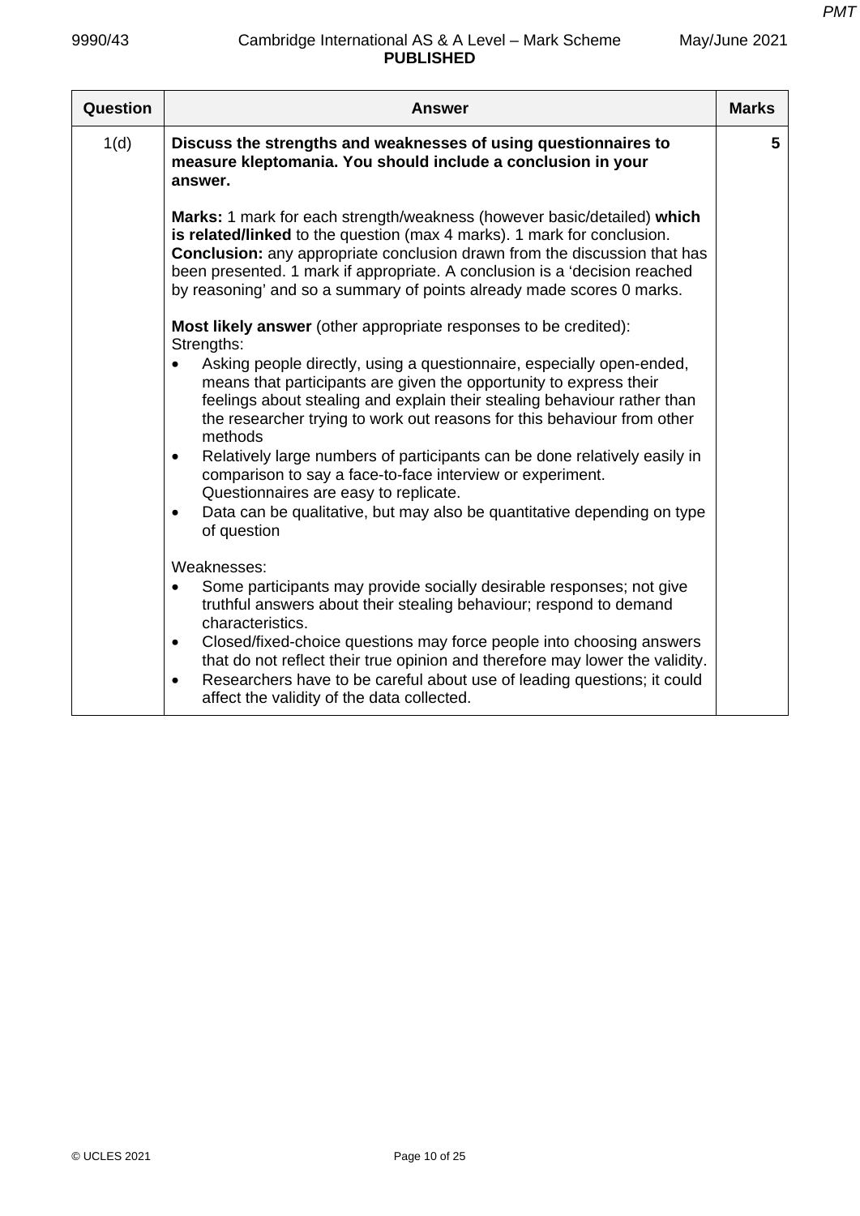| Question | Answer | Marks |
|---|---|---|
| 1(d) | **Discuss the strengths and weaknesses of using questionnaires to measure kleptomania. You should include a conclusion in your answer.**<br><br>**Marks:** 1 mark for each strength/weakness (however basic/detailed) **which is related/linked** to the question (max 4 marks). 1 mark for conclusion.<br>**Conclusion:** any appropriate conclusion drawn from the discussion that has been presented. 1 mark if appropriate. A conclusion is a 'decision reached by reasoning' and so a summary of points already made scores 0 marks.<br><br>**Most likely answer** (other appropriate responses to be credited):<br>Strengths:<br>• Asking people directly, using a questionnaire, especially open-ended, means that participants are given the opportunity to express their feelings about stealing and explain their stealing behaviour rather than the researcher trying to work out reasons for this behaviour from other methods<br>• Relatively large numbers of participants can be done relatively easily in comparison to say a face-to-face interview or experiment. Questionnaires are easy to replicate.<br>• Data can be qualitative, but may also be quantitative depending on type of question<br><br>Weaknesses:<br>• Some participants may provide socially desirable responses; not give truthful answers about their stealing behaviour; respond to demand characteristics.<br>• Closed/fixed-choice questions may force people into choosing answers that do not reflect their true opinion and therefore may lower the validity.<br>• Researchers have to be careful about use of leading questions; it could affect the validity of the data collected. | 5 |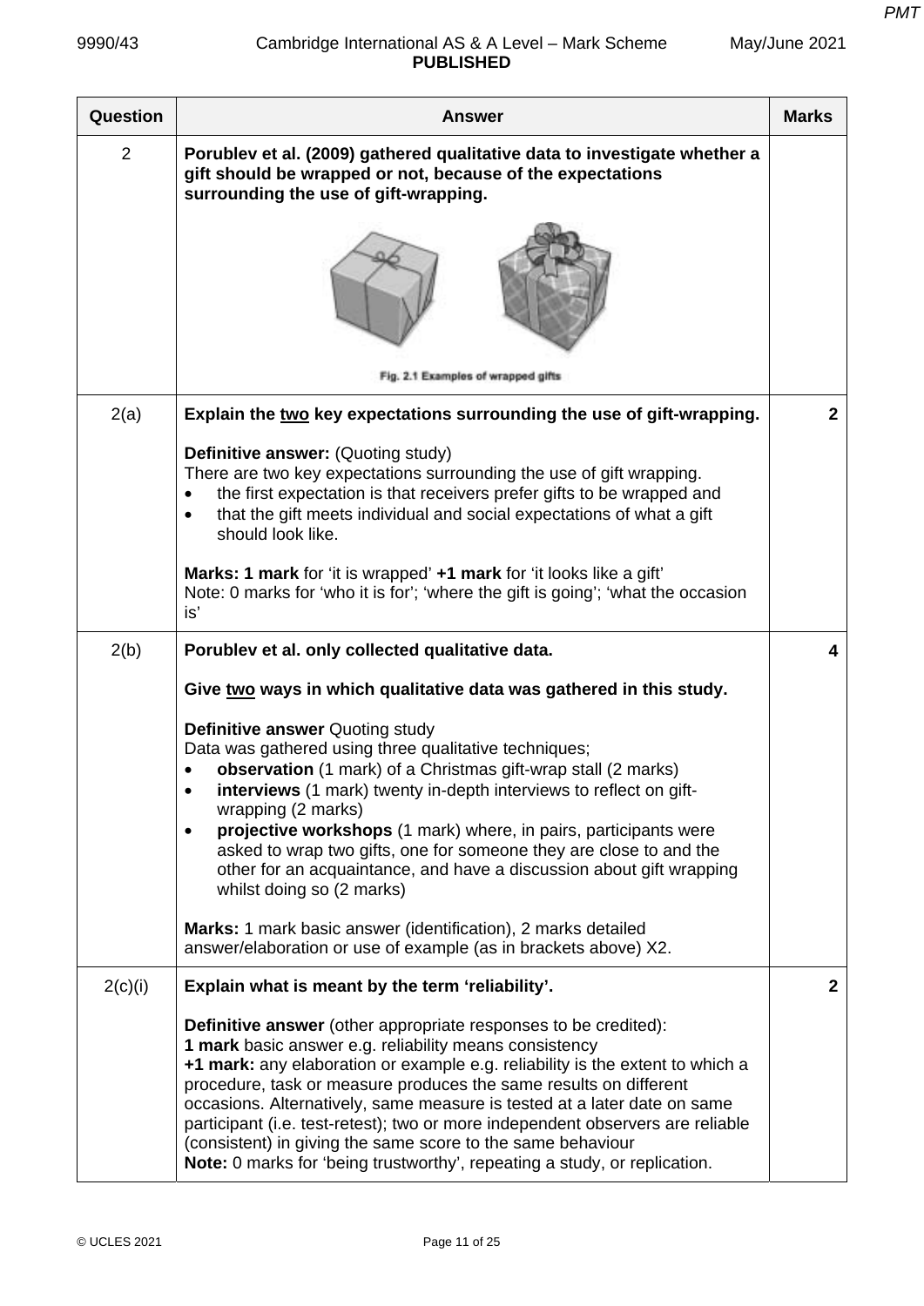| Question | Answer | Marks |
|---|---|---|
| 2 | **Porublev et al. (2009) gathered qualitative data to investigate whether a gift should be wrapped or not, because of the expectations surrounding the use of gift-wrapping.**<br><br>Fig. 2.1 Examples of wrapped gifts | |
| 2(a) | **Explain the two key expectations surrounding the use of gift-wrapping.**<br><br>**Definitive answer:** (Quoting study)<br>There are two key expectations surrounding the use of gift wrapping.<br>• the first expectation is that receivers prefer gifts to be wrapped and<br>• that the gift meets individual and social expectations of what a gift should look like.<br><br>**Marks: 1 mark** for 'it is wrapped' **+1 mark** for 'it looks like a gift'<br>Note: 0 marks for 'who it is for'; 'where the gift is going'; 'what the occasion is' | **2** |
| 2(b) | **Porublev et al. only collected qualitative data.**<br><br>**Give two ways in which qualitative data was gathered in this study.**<br><br>**Definitive answer** Quoting study<br>Data was gathered using three qualitative techniques;<br>• **observation** (1 mark) of a Christmas gift-wrap stall (2 marks)<br>• **interviews** (1 mark) twenty in-depth interviews to reflect on gift-wrapping (2 marks)<br>• **projective workshops** (1 mark) where, in pairs, participants were asked to wrap two gifts, one for someone they are close to and the other for an acquaintance, and have a discussion about gift wrapping whilst doing so (2 marks)<br><br>**Marks:** 1 mark basic answer (identification), 2 marks detailed answer/elaboration or use of example (as in brackets above) X2. | **4** |
| 2(c)(i) | **Explain what is meant by the term 'reliability'.**<br><br>**Definitive answer** (other appropriate responses to be credited):<br>**1 mark** basic answer e.g. reliability means consistency<br>**+1 mark:** any elaboration or example e.g. reliability is the extent to which a procedure, task or measure produces the same results on different occasions. Alternatively, same measure is tested at a later date on same participant (i.e. test-retest); two or more independent observers are reliable (consistent) in giving the same score to the same behaviour<br>**Note:** 0 marks for 'being trustworthy', repeating a study, or replication. | **2** |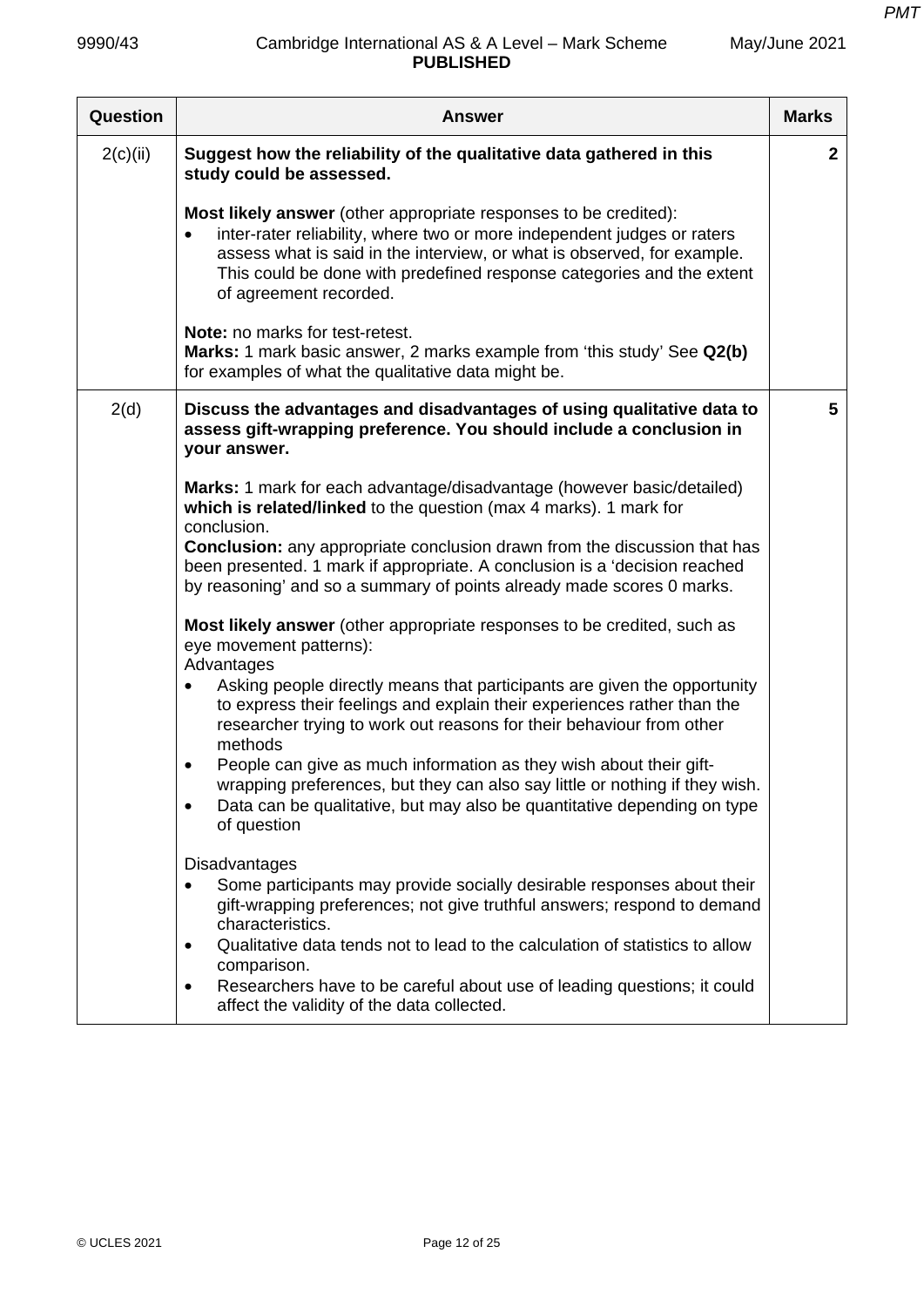| Question | Answer | Marks |
|---|---|---|
| 2(c)(ii) | **Suggest how the reliability of the qualitative data gathered in this study could be assessed.**<br><br>**Most likely answer** (other appropriate responses to be credited):<br>• inter-rater reliability, where two or more independent judges or raters assess what is said in the interview, or what is observed, for example. This could be done with predefined response categories and the extent of agreement recorded.<br><br>**Note:** no marks for test-retest.<br>**Marks:** 1 mark basic answer, 2 marks example from 'this study' See **Q2(b)** for examples of what the qualitative data might be. | **2** |
| 2(d) | **Discuss the advantages and disadvantages of using qualitative data to assess gift-wrapping preference. You should include a conclusion in your answer.**<br><br>**Marks:** 1 mark for each advantage/disadvantage (however basic/detailed) **which is related/linked** to the question (max 4 marks). 1 mark for conclusion.<br>**Conclusion:** any appropriate conclusion drawn from the discussion that has been presented. 1 mark if appropriate. A conclusion is a 'decision reached by reasoning' and so a summary of points already made scores 0 marks.<br><br>**Most likely answer** (other appropriate responses to be credited, such as eye movement patterns):<br>Advantages<br>• Asking people directly means that participants are given the opportunity to express their feelings and explain their experiences rather than the researcher trying to work out reasons for their behaviour from other methods<br>• People can give as much information as they wish about their gift-wrapping preferences, but they can also say little or nothing if they wish.<br>• Data can be qualitative, but may also be quantitative depending on type of question<br><br>Disadvantages<br>• Some participants may provide socially desirable responses about their gift-wrapping preferences; not give truthful answers; respond to demand characteristics.<br>• Qualitative data tends not to lead to the calculation of statistics to allow comparison.<br>• Researchers have to be careful about use of leading questions; it could affect the validity of the data collected. | **5** |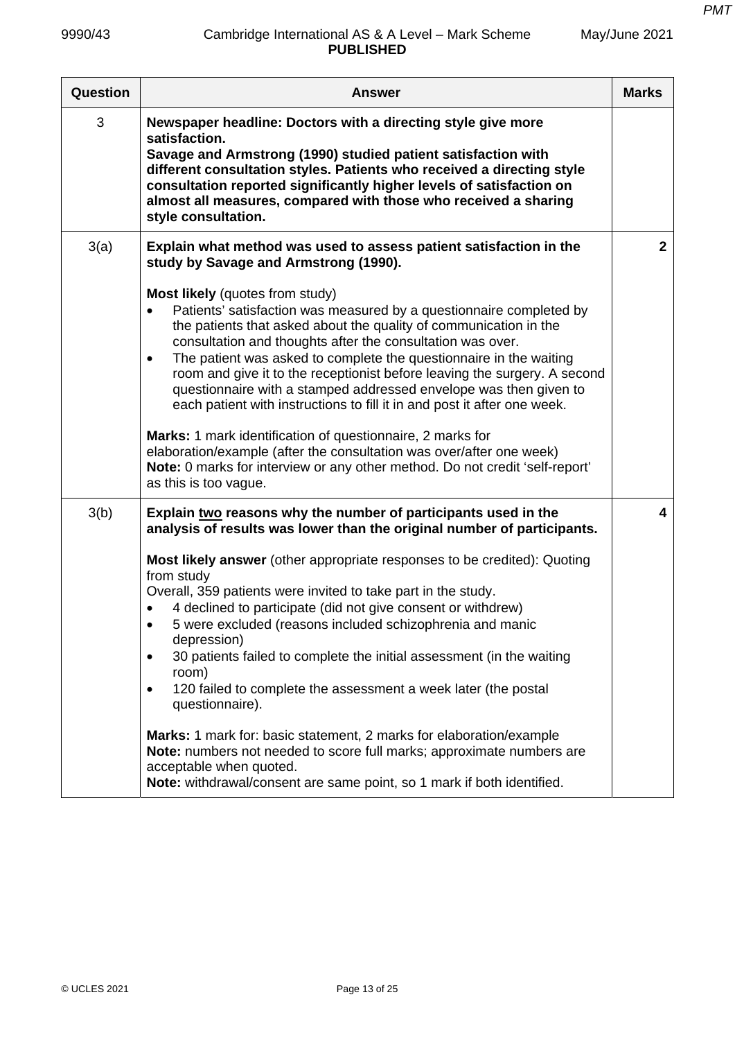| Question | Answer | Marks |
| --- | --- | --- |
| 3 | **Newspaper headline: Doctors with a directing style give more satisfaction.**<br>**Savage and Armstrong (1990) studied patient satisfaction with different consultation styles. Patients who received a directing style consultation reported significantly higher levels of satisfaction on almost all measures, compared with those who received a sharing style consultation.** | |
| 3(a) | **Explain what method was used to assess patient satisfaction in the study by Savage and Armstrong (1990).**<br><br>**Most likely** (quotes from study)<br>• Patients' satisfaction was measured by a questionnaire completed by the patients that asked about the quality of communication in the consultation and thoughts after the consultation was over.<br>• The patient was asked to complete the questionnaire in the waiting room and give it to the receptionist before leaving the surgery. A second questionnaire with a stamped addressed envelope was then given to each patient with instructions to fill it in and post it after one week.<br><br>**Marks:** 1 mark identification of questionnaire, 2 marks for elaboration/example (after the consultation was over/after one week)<br>**Note:** 0 marks for interview or any other method. Do not credit 'self-report' as this is too vague. | 2 |
| 3(b) | **Explain <u>two</u> reasons why the number of participants used in the analysis of results was lower than the original number of participants.**<br><br>**Most likely answer** (other appropriate responses to be credited): Quoting from study<br>Overall, 359 patients were invited to take part in the study.<br>• 4 declined to participate (did not give consent or withdrew)<br>• 5 were excluded (reasons included schizophrenia and manic depression)<br>• 30 patients failed to complete the initial assessment (in the waiting room)<br>• 120 failed to complete the assessment a week later (the postal questionnaire).<br><br>**Marks:** 1 mark for: basic statement, 2 marks for elaboration/example<br>**Note:** numbers not needed to score full marks; approximate numbers are acceptable when quoted.<br>**Note:** withdrawal/consent are same point, so 1 mark if both identified. | 4 |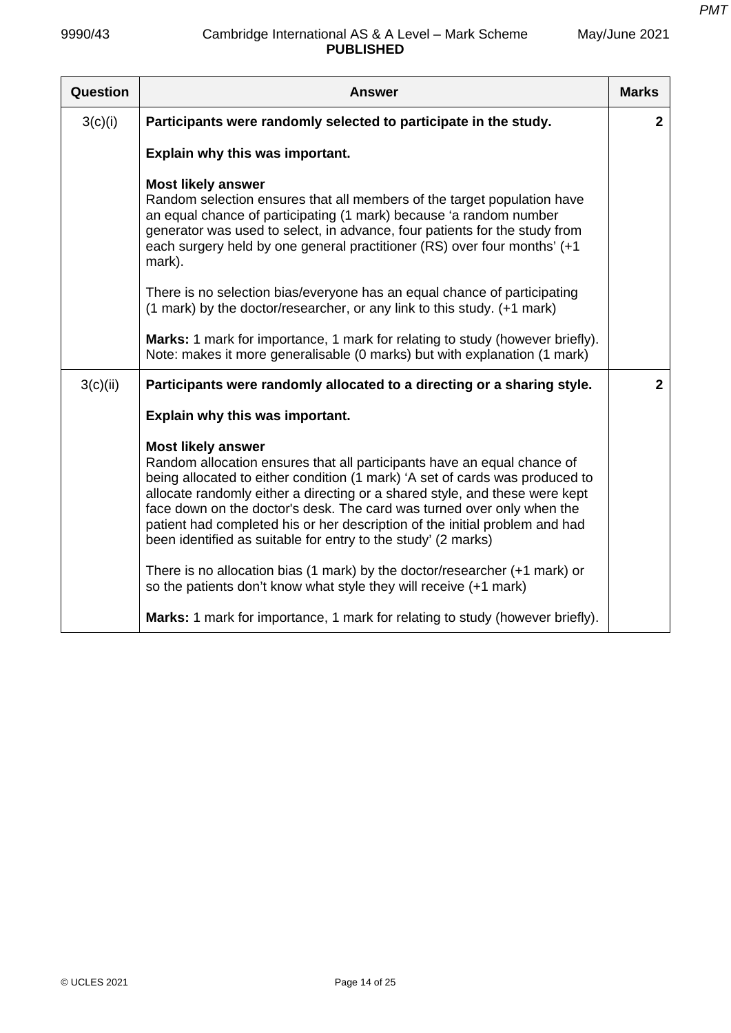| Question | Answer | Marks |
|---|---|---|
| 3(c)(i) | **Participants were randomly selected to participate in the study.**<br><br>**Explain why this was important.**<br><br>**Most likely answer**<br>Random selection ensures that all members of the target population have an equal chance of participating (1 mark) because 'a random number generator was used to select, in advance, four patients for the study from each surgery held by one general practitioner (RS) over four months' (+1 mark).<br><br>There is no selection bias/everyone has an equal chance of participating (1 mark) by the doctor/researcher, or any link to this study. (+1 mark)<br><br>**Marks:** 1 mark for importance, 1 mark for relating to study (however briefly).<br>Note: makes it more generalisable (0 marks) but with explanation (1 mark) | 2 |
| 3(c)(ii) | **Participants were randomly allocated to a directing or a sharing style.**<br><br>**Explain why this was important.**<br><br>**Most likely answer**<br>Random allocation ensures that all participants have an equal chance of being allocated to either condition (1 mark) 'A set of cards was produced to allocate randomly either a directing or a shared style, and these were kept face down on the doctor's desk. The card was turned over only when the patient had completed his or her description of the initial problem and had been identified as suitable for entry to the study' (2 marks)<br><br>There is no allocation bias (1 mark) by the doctor/researcher (+1 mark) or so the patients don't know what style they will receive (+1 mark)<br><br>**Marks:** 1 mark for importance, 1 mark for relating to study (however briefly). | 2 |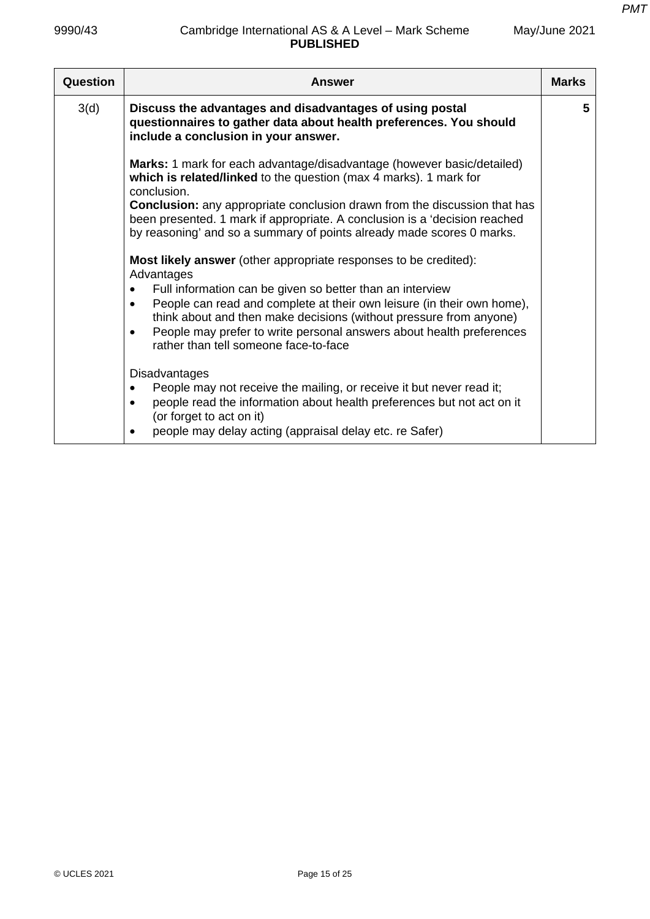| Question | Answer | Marks |
|---|---|---|
| 3(d) | **Discuss the advantages and disadvantages of using postal questionnaires to gather data about health preferences. You should include a conclusion in your answer.**<br><br>**Marks:** 1 mark for each advantage/disadvantage (however basic/detailed) **which is related/linked** to the question (max 4 marks). 1 mark for conclusion.<br>**Conclusion:** any appropriate conclusion drawn from the discussion that has been presented. 1 mark if appropriate. A conclusion is a 'decision reached by reasoning' and so a summary of points already made scores 0 marks.<br><br>**Most likely answer** (other appropriate responses to be credited):<br>Advantages<br>• Full information can be given so better than an interview<br>• People can read and complete at their own leisure (in their own home), think about and then make decisions (without pressure from anyone)<br>• People may prefer to write personal answers about health preferences rather than tell someone face-to-face<br><br>Disadvantages<br>• People may not receive the mailing, or receive it but never read it;<br>• people read the information about health preferences but not act on it (or forget to act on it)<br>• people may delay acting (appraisal delay etc. re Safer) | 5 |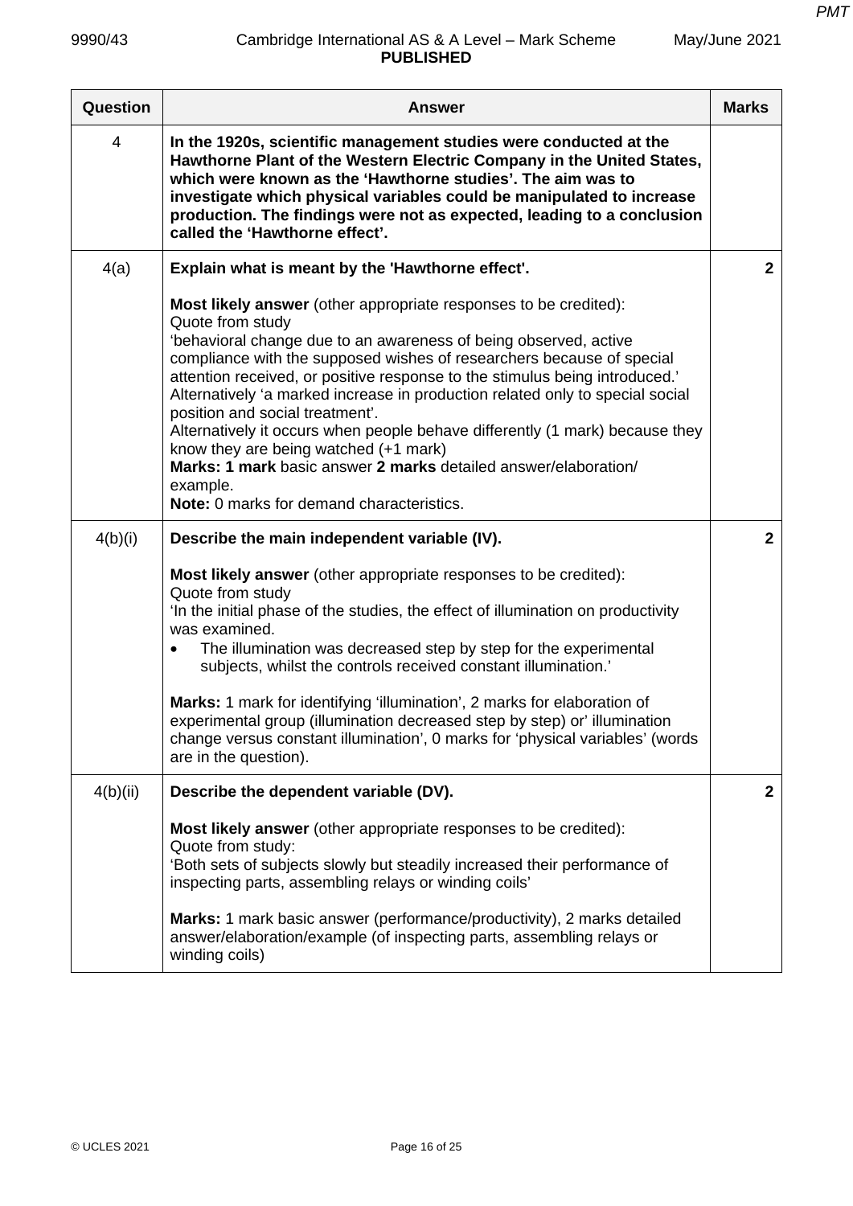| Question | Answer | Marks |
|---|---|---|
| 4 | **In the 1920s, scientific management studies were conducted at the Hawthorne Plant of the Western Electric Company in the United States, which were known as the 'Hawthorne studies'. The aim was to investigate which physical variables could be manipulated to increase production. The findings were not as expected, leading to a conclusion called the 'Hawthorne effect'.** | |
| 4(a) | **Explain what is meant by the 'Hawthorne effect'.**<br><br>**Most likely answer** (other appropriate responses to be credited):<br>Quote from study<br>'behavioral change due to an awareness of being observed, active compliance with the supposed wishes of researchers because of special attention received, or positive response to the stimulus being introduced.'<br>Alternatively 'a marked increase in production related only to special social position and social treatment'.<br>Alternatively it occurs when people behave differently (1 mark) because they know they are being watched (+1 mark)<br>**Marks: 1 mark** basic answer **2 marks** detailed answer/elaboration/example.<br>**Note:** 0 marks for demand characteristics. | **2** |
| 4(b)(i) | **Describe the main independent variable (IV).**<br><br>**Most likely answer** (other appropriate responses to be credited):<br>Quote from study<br>'In the initial phase of the studies, the effect of illumination on productivity was examined.<br>• The illumination was decreased step by step for the experimental subjects, whilst the controls received constant illumination.'<br><br>**Marks:** 1 mark for identifying 'illumination', 2 marks for elaboration of experimental group (illumination decreased step by step) or' illumination change versus constant illumination', 0 marks for 'physical variables' (words are in the question). | **2** |
| 4(b)(ii) | **Describe the dependent variable (DV).**<br><br>**Most likely answer** (other appropriate responses to be credited):<br>Quote from study:<br>'Both sets of subjects slowly but steadily increased their performance of inspecting parts, assembling relays or winding coils'<br><br>**Marks:** 1 mark basic answer (performance/productivity), 2 marks detailed answer/elaboration/example (of inspecting parts, assembling relays or winding coils) | **2** |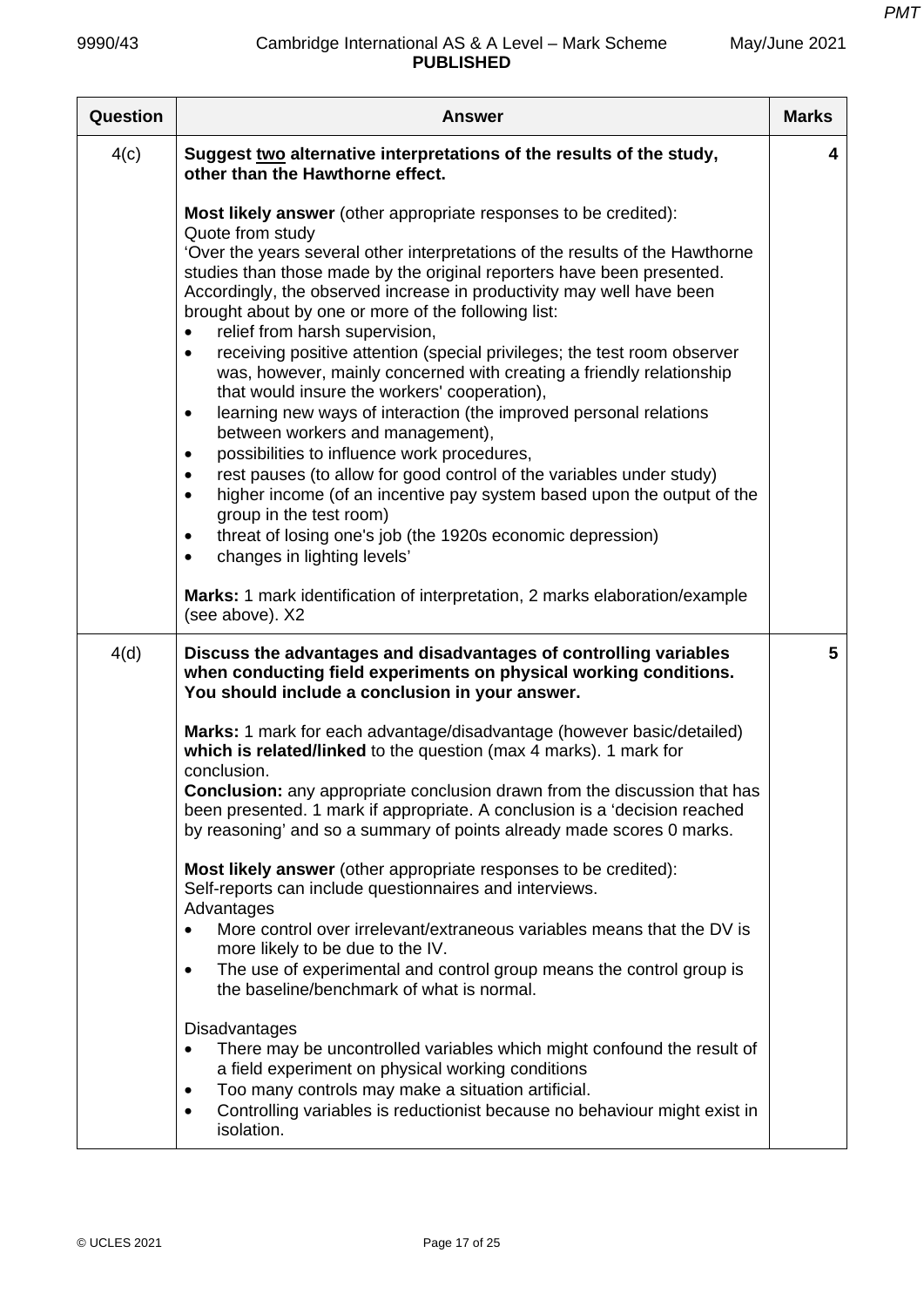| Question | Answer | Marks |
|---|---|---|
| 4(c) | **Suggest two alternative interpretations of the results of the study, other than the Hawthorne effect.**<br><br>**Most likely answer** (other appropriate responses to be credited):<br>Quote from study<br>'Over the years several other interpretations of the results of the Hawthorne studies than those made by the original reporters have been presented. Accordingly, the observed increase in productivity may well have been brought about by one or more of the following list:<br>• relief from harsh supervision,<br>• receiving positive attention (special privileges; the test room observer was, however, mainly concerned with creating a friendly relationship that would insure the workers' cooperation),<br>• learning new ways of interaction (the improved personal relations between workers and management),<br>• possibilities to influence work procedures,<br>• rest pauses (to allow for good control of the variables under study)<br>• higher income (of an incentive pay system based upon the output of the group in the test room)<br>• threat of losing one's job (the 1920s economic depression)<br>• changes in lighting levels'<br><br>**Marks:** 1 mark identification of interpretation, 2 marks elaboration/example (see above). X2 | 4 |
| 4(d) | **Discuss the advantages and disadvantages of controlling variables when conducting field experiments on physical working conditions. You should include a conclusion in your answer.**<br><br>**Marks:** 1 mark for each advantage/disadvantage (however basic/detailed) **which is related/linked** to the question (max 4 marks). 1 mark for conclusion.<br>**Conclusion:** any appropriate conclusion drawn from the discussion that has been presented. 1 mark if appropriate. A conclusion is a 'decision reached by reasoning' and so a summary of points already made scores 0 marks.<br><br>**Most likely answer** (other appropriate responses to be credited):<br>Self-reports can include questionnaires and interviews.<br>Advantages<br>• More control over irrelevant/extraneous variables means that the DV is more likely to be due to the IV.<br>• The use of experimental and control group means the control group is the baseline/benchmark of what is normal.<br><br>Disadvantages<br>• There may be uncontrolled variables which might confound the result of a field experiment on physical working conditions<br>• Too many controls may make a situation artificial.<br>• Controlling variables is reductionist because no behaviour might exist in isolation. | 5 |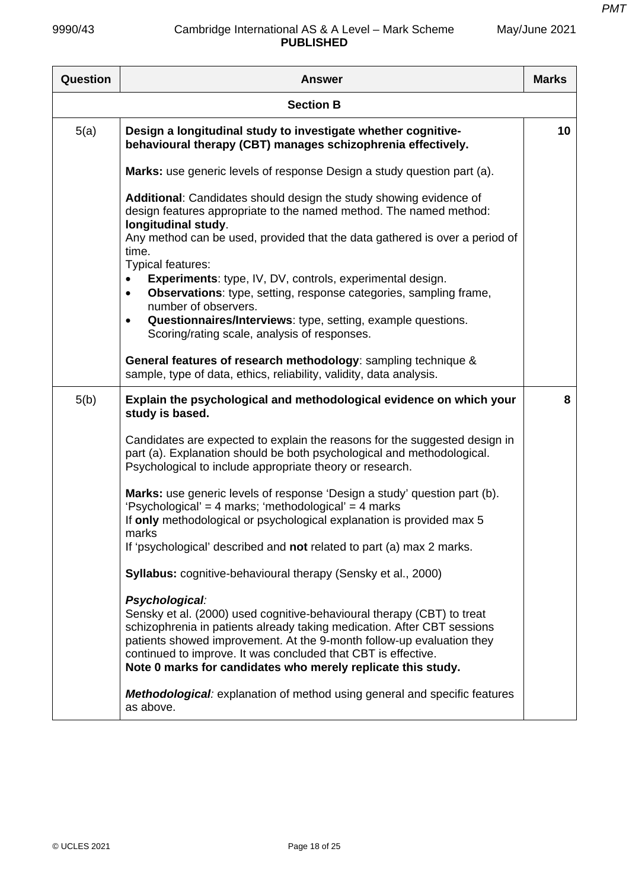| Question | Answer | Marks |
|---|---|---|
| | **Section B** | |
| 5(a) | **Design a longitudinal study to investigate whether cognitive-behavioural therapy (CBT) manages schizophrenia effectively.**<br><br>**Marks:** use generic levels of response Design a study question part (a).<br><br>**Additional**: Candidates should design the study showing evidence of design features appropriate to the named method. The named method: **longitudinal study**.<br>Any method can be used, provided that the data gathered is over a period of time.<br>Typical features:<br>• **Experiments**: type, IV, DV, controls, experimental design.<br>• **Observations**: type, setting, response categories, sampling frame, number of observers.<br>• **Questionnaires/Interviews**: type, setting, example questions. Scoring/rating scale, analysis of responses.<br><br>**General features of research methodology**: sampling technique & sample, type of data, ethics, reliability, validity, data analysis. | 10 |
| 5(b) | **Explain the psychological and methodological evidence on which your study is based.**<br><br>Candidates are expected to explain the reasons for the suggested design in part (a). Explanation should be both psychological and methodological. Psychological to include appropriate theory or research.<br><br>**Marks:** use generic levels of response 'Design a study' question part (b).<br>'Psychological' = 4 marks; 'methodological' = 4 marks<br>If **only** methodological or psychological explanation is provided max 5 marks<br>If 'psychological' described and **not** related to part (a) max 2 marks.<br><br>**Syllabus:** cognitive-behavioural therapy (Sensky et al., 2000)<br><br>***Psychological**:*<br>Sensky et al. (2000) used cognitive-behavioural therapy (CBT) to treat schizophrenia in patients already taking medication. After CBT sessions patients showed improvement. At the 9-month follow-up evaluation they continued to improve. It was concluded that CBT is effective.<br>**Note 0 marks for candidates who merely replicate this study.**<br><br>***Methodological**:* explanation of method using general and specific features as above. | 8 |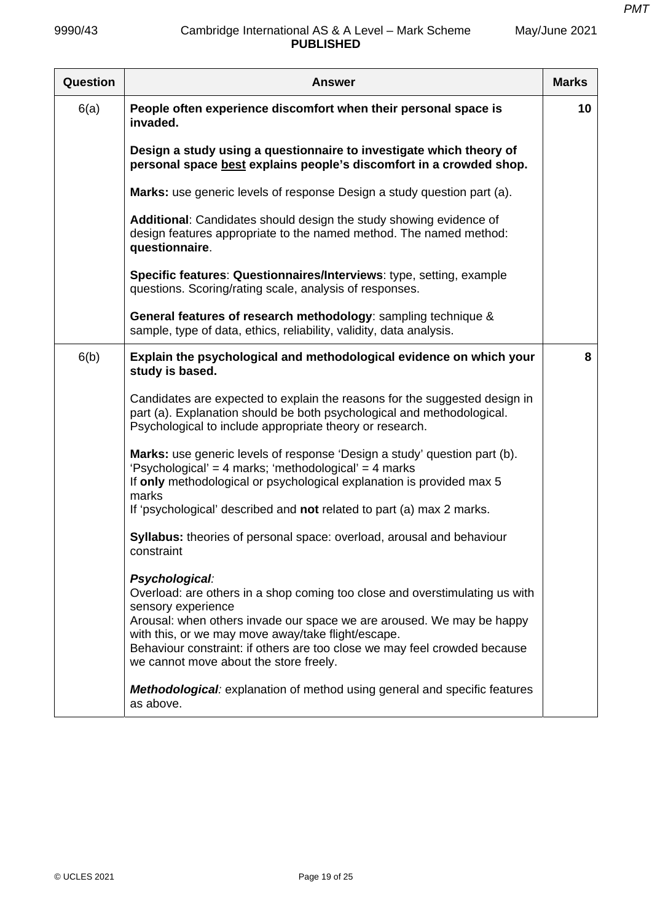| Question | Answer | Marks |
|---|---|---|
| 6(a) | **People often experience discomfort when their personal space is invaded.**<br><br>**Design a study using a questionnaire to investigate which theory of personal space <u>best</u> explains people's discomfort in a crowded shop.**<br><br>**Marks:** use generic levels of response Design a study question part (a).<br><br>**Additional**: Candidates should design the study showing evidence of design features appropriate to the named method. The named method: **questionnaire**.<br><br>**Specific features**: **Questionnaires/Interviews**: type, setting, example questions. Scoring/rating scale, analysis of responses.<br><br>**General features of research methodology**: sampling technique & sample, type of data, ethics, reliability, validity, data analysis. | 10 |
| 6(b) | **Explain the psychological and methodological evidence on which your study is based.**<br><br>Candidates are expected to explain the reasons for the suggested design in part (a). Explanation should be both psychological and methodological. Psychological to include appropriate theory or research.<br><br>**Marks:** use generic levels of response 'Design a study' question part (b). 'Psychological' = 4 marks; 'methodological' = 4 marks<br>If **only** methodological or psychological explanation is provided max 5 marks<br>If 'psychological' described and **not** related to part (a) max 2 marks.<br><br>**Syllabus:** theories of personal space: overload, arousal and behaviour constraint<br><br>***Psychological**:*<br>Overload: are others in a shop coming too close and overstimulating us with sensory experience<br>Arousal: when others invade our space we are aroused. We may be happy with this, or we may move away/take flight/escape.<br>Behaviour constraint: if others are too close we may feel crowded because we cannot move about the store freely.<br><br>***Methodological**:* explanation of method using general and specific features as above. | 8 |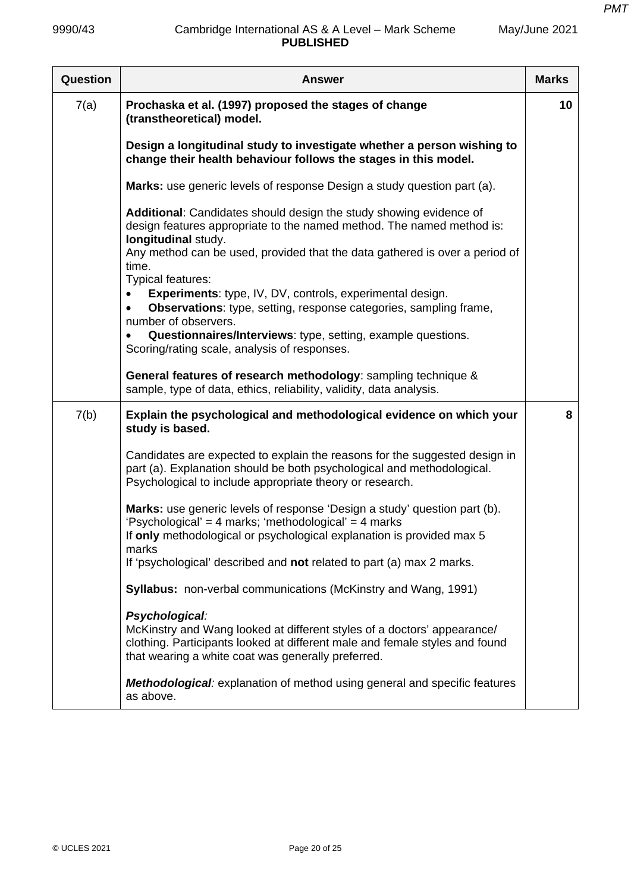| Question | Answer | Marks |
|---|---|---|
| 7(a) | **Prochaska et al. (1997) proposed the stages of change (transtheoretical) model.**<br><br>**Design a longitudinal study to investigate whether a person wishing to change their health behaviour follows the stages in this model.**<br><br>**Marks:** use generic levels of response Design a study question part (a).<br><br>**Additional**: Candidates should design the study showing evidence of design features appropriate to the named method. The named method is: **longitudinal** study.<br>Any method can be used, provided that the data gathered is over a period of time.<br>Typical features:<br>• **Experiments**: type, IV, DV, controls, experimental design.<br>• **Observations**: type, setting, response categories, sampling frame, number of observers.<br>• **Questionnaires/Interviews**: type, setting, example questions. Scoring/rating scale, analysis of responses.<br><br>**General features of research methodology**: sampling technique & sample, type of data, ethics, reliability, validity, data analysis. | 10 |
| 7(b) | **Explain the psychological and methodological evidence on which your study is based.**<br><br>Candidates are expected to explain the reasons for the suggested design in part (a). Explanation should be both psychological and methodological. Psychological to include appropriate theory or research.<br><br>**Marks:** use generic levels of response 'Design a study' question part (b).<br>'Psychological' = 4 marks; 'methodological' = 4 marks<br>If **only** methodological or psychological explanation is provided max 5 marks<br>If 'psychological' described and **not** related to part (a) max 2 marks.<br><br>**Syllabus:** non-verbal communications (McKinstry and Wang, 1991)<br><br>***Psychological**:*<br>McKinstry and Wang looked at different styles of a doctors' appearance/ clothing. Participants looked at different male and female styles and found that wearing a white coat was generally preferred.<br><br>***Methodological**:* explanation of method using general and specific features as above. | 8 |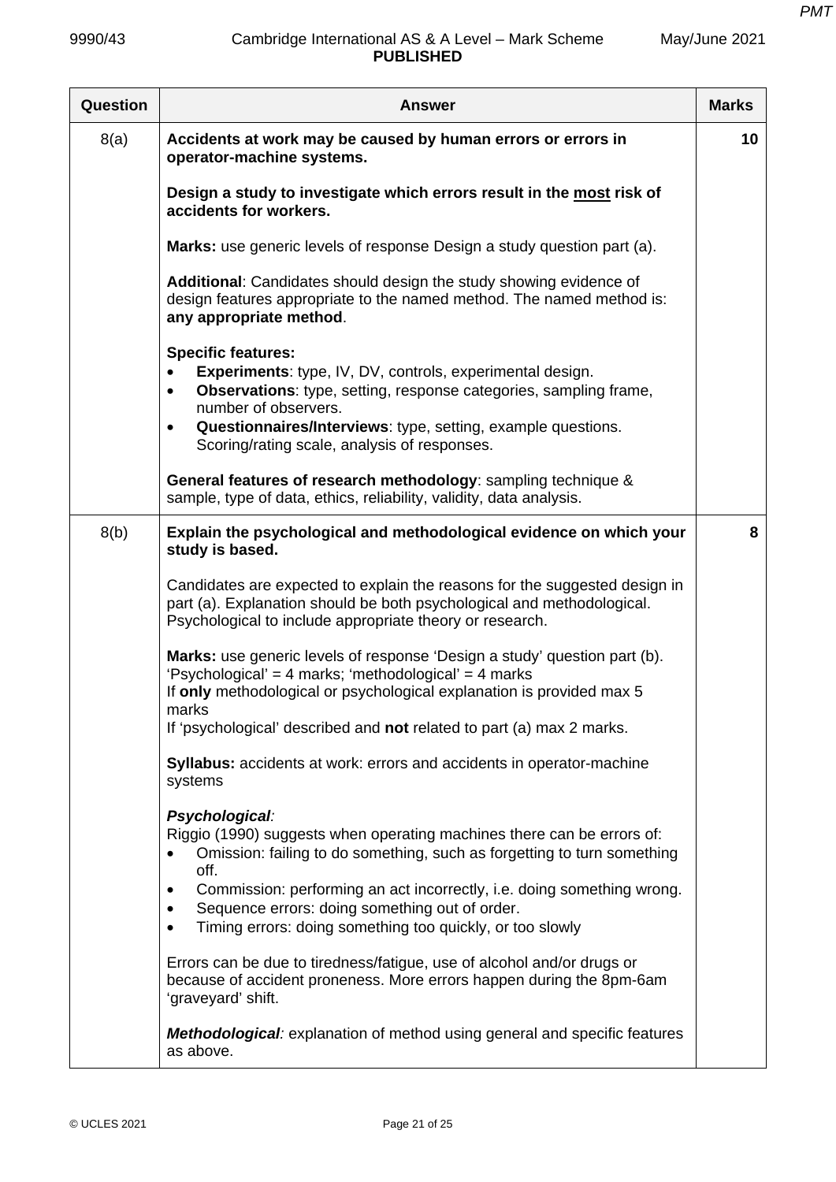| Question | Answer | Marks |
|---|---|---|
| 8(a) | **Accidents at work may be caused by human errors or errors in operator-machine systems.**<br><br>**Design a study to investigate which errors result in the most risk of accidents for workers.**<br><br>**Marks:** use generic levels of response Design a study question part (a).<br><br>**Additional**: Candidates should design the study showing evidence of design features appropriate to the named method. The named method is: **any appropriate method**.<br><br>**Specific features:**<br>• **Experiments**: type, IV, DV, controls, experimental design.<br>• **Observations**: type, setting, response categories, sampling frame, number of observers.<br>• **Questionnaires/Interviews**: type, setting, example questions. Scoring/rating scale, analysis of responses.<br><br>**General features of research methodology**: sampling technique & sample, type of data, ethics, reliability, validity, data analysis. | 10 |
| 8(b) | **Explain the psychological and methodological evidence on which your study is based.**<br><br>Candidates are expected to explain the reasons for the suggested design in part (a). Explanation should be both psychological and methodological. Psychological to include appropriate theory or research.<br><br>**Marks:** use generic levels of response 'Design a study' question part (b). 'Psychological' = 4 marks; 'methodological' = 4 marks<br>If **only** methodological or psychological explanation is provided max 5 marks<br>If 'psychological' described and **not** related to part (a) max 2 marks.<br><br>**Syllabus:** accidents at work: errors and accidents in operator-machine systems<br><br>***Psychological**:*<br>Riggio (1990) suggests when operating machines there can be errors of:<br>• Omission: failing to do something, such as forgetting to turn something off.<br>• Commission: performing an act incorrectly, i.e. doing something wrong.<br>• Sequence errors: doing something out of order.<br>• Timing errors: doing something too quickly, or too slowly<br><br>Errors can be due to tiredness/fatigue, use of alcohol and/or drugs or because of accident proneness. More errors happen during the 8pm-6am 'graveyard' shift.<br><br>***Methodological**:* explanation of method using general and specific features as above. | 8 |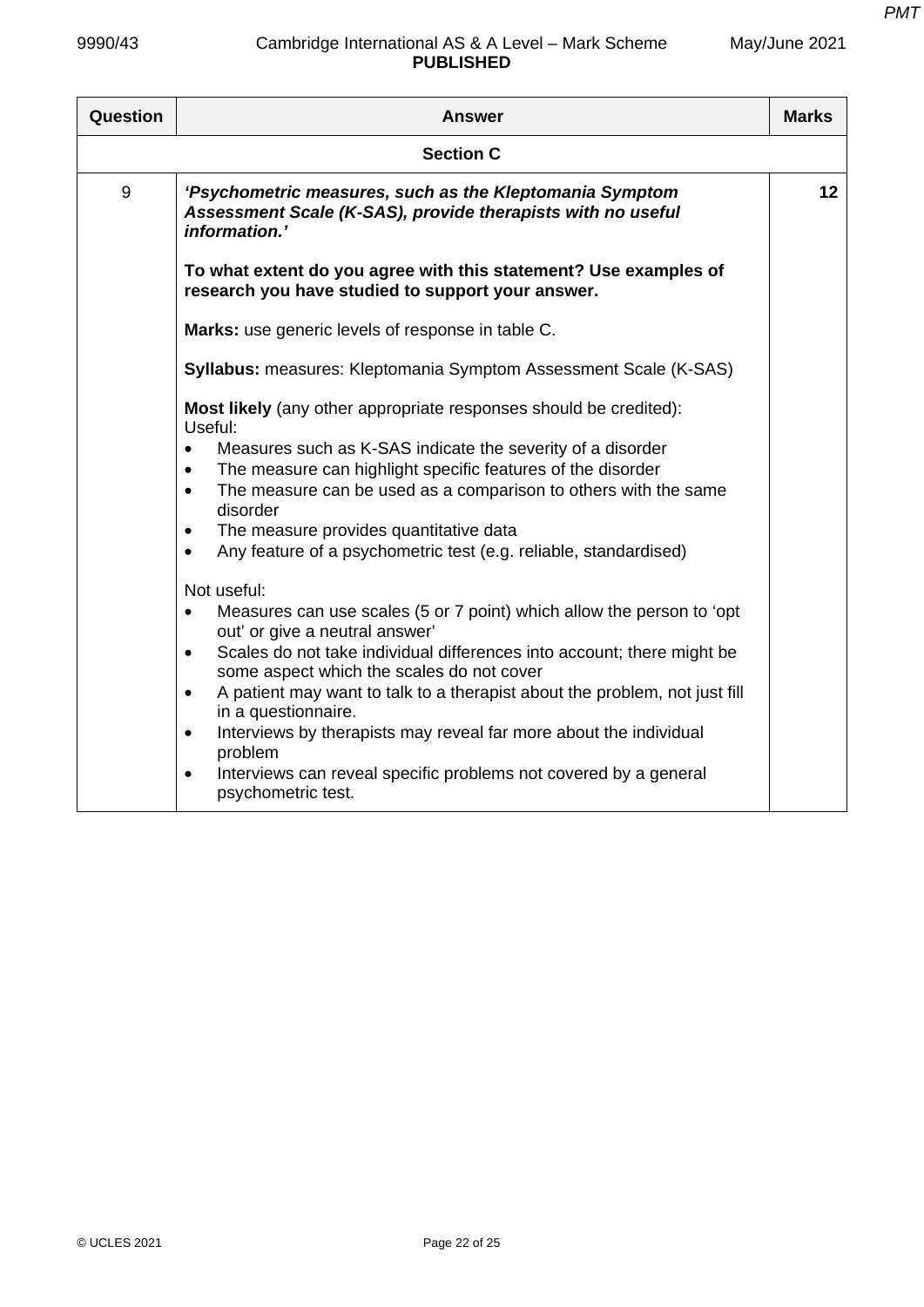| Question | Answer | Marks |
|---|---|---|
| | **Section C** | |
| 9 | ***'Psychometric measures, such as the Kleptomania Symptom Assessment Scale (K-SAS), provide therapists with no useful information.'***<br><br>**To what extent do you agree with this statement? Use examples of research you have studied to support your answer.**<br><br>**Marks:** use generic levels of response in table C.<br><br>**Syllabus:** measures: Kleptomania Symptom Assessment Scale (K-SAS)<br><br>**Most likely** (any other appropriate responses should be credited):<br>Useful:<br>• Measures such as K-SAS indicate the severity of a disorder<br>• The measure can highlight specific features of the disorder<br>• The measure can be used as a comparison to others with the same disorder<br>• The measure provides quantitative data<br>• Any feature of a psychometric test (e.g. reliable, standardised)<br><br>Not useful:<br>• Measures can use scales (5 or 7 point) which allow the person to 'opt out' or give a neutral answer'<br>• Scales do not take individual differences into account; there might be some aspect which the scales do not cover<br>• A patient may want to talk to a therapist about the problem, not just fill in a questionnaire.<br>• Interviews by therapists may reveal far more about the individual problem<br>• Interviews can reveal specific problems not covered by a general psychometric test. | 12 |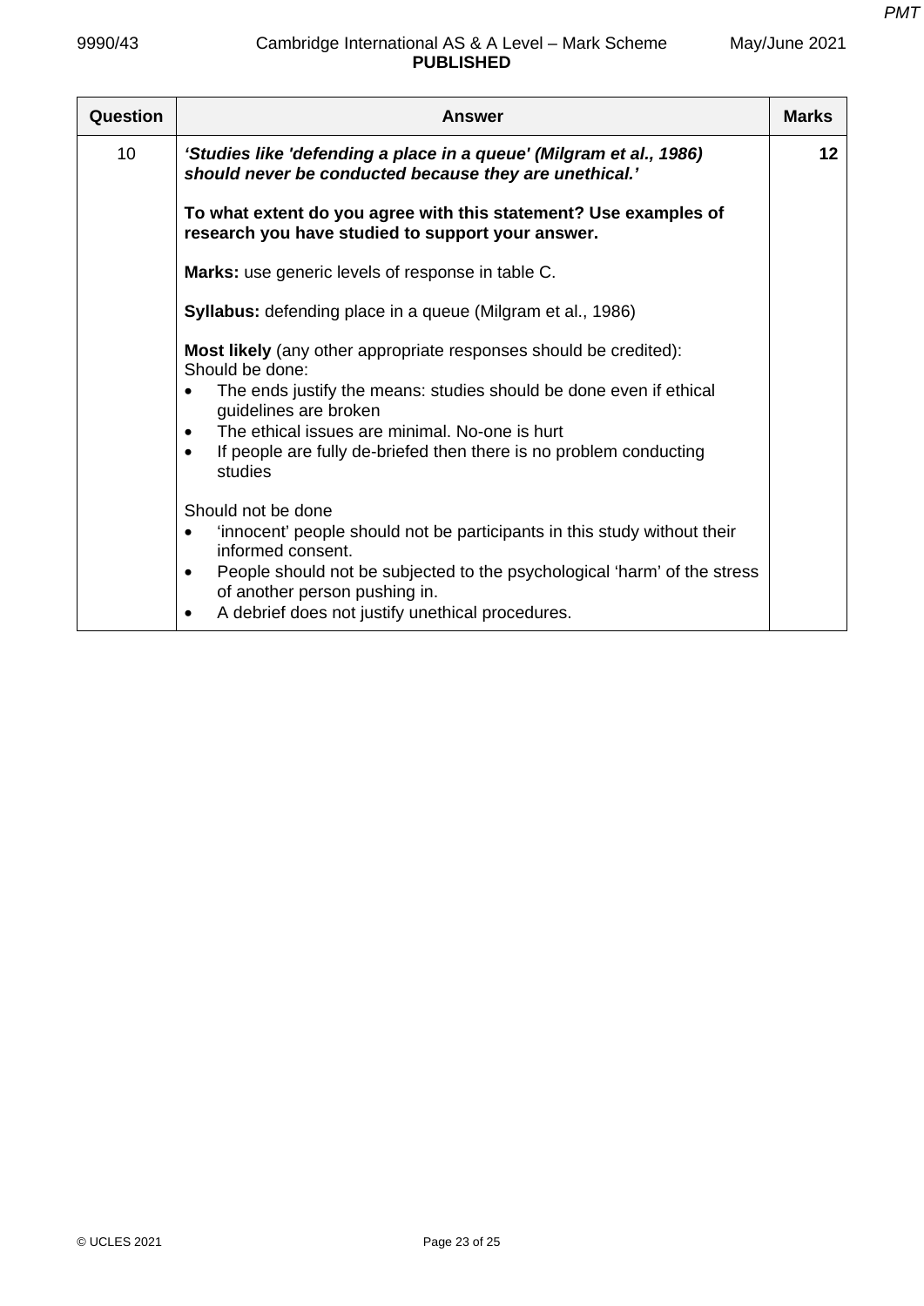| Question | Answer | Marks |
|---|---|---|
| 10 | ***'Studies like 'defending a place in a queue' (Milgram et al., 1986) should never be conducted because they are unethical.'***<br><br>**To what extent do you agree with this statement? Use examples of research you have studied to support your answer.**<br><br>**Marks:** use generic levels of response in table C.<br><br>**Syllabus:** defending place in a queue (Milgram et al., 1986)<br><br>**Most likely** (any other appropriate responses should be credited):<br>Should be done:<br>• The ends justify the means: studies should be done even if ethical guidelines are broken<br>• The ethical issues are minimal. No-one is hurt<br>• If people are fully de-briefed then there is no problem conducting studies<br><br>Should not be done<br>• 'innocent' people should not be participants in this study without their informed consent.<br>• People should not be subjected to the psychological 'harm' of the stress of another person pushing in.<br>• A debrief does not justify unethical procedures. | **12** |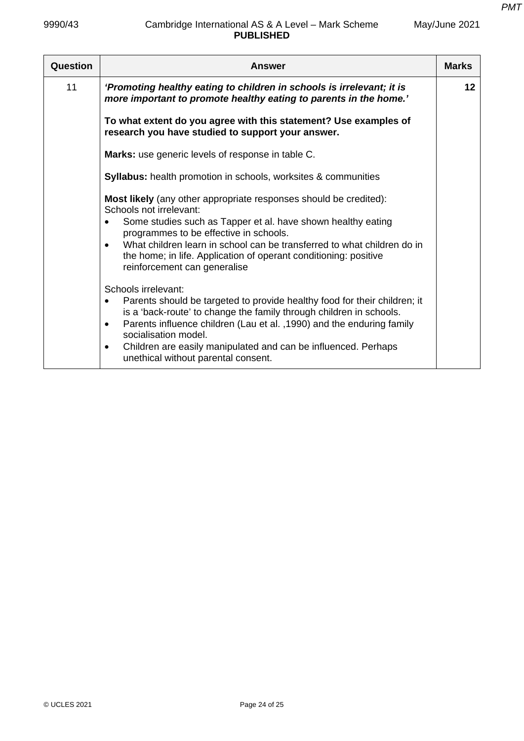| Question | Answer | Marks |
|---|---|---|
| 11 | ***'Promoting healthy eating to children in schools is irrelevant; it is more important to promote healthy eating to parents in the home.'***<br><br>**To what extent do you agree with this statement? Use examples of research you have studied to support your answer.**<br><br>**Marks:** use generic levels of response in table C.<br><br>**Syllabus:** health promotion in schools, worksites & communities<br><br>**Most likely** (any other appropriate responses should be credited):<br>Schools not irrelevant:<br>• Some studies such as Tapper et al. have shown healthy eating programmes to be effective in schools.<br>• What children learn in school can be transferred to what children do in the home; in life. Application of operant conditioning: positive reinforcement can generalise<br><br>Schools irrelevant:<br>• Parents should be targeted to provide healthy food for their children; it is a 'back-route' to change the family through children in schools.<br>• Parents influence children (Lau et al. ,1990) and the enduring family socialisation model.<br>• Children are easily manipulated and can be influenced. Perhaps unethical without parental consent. | 12 |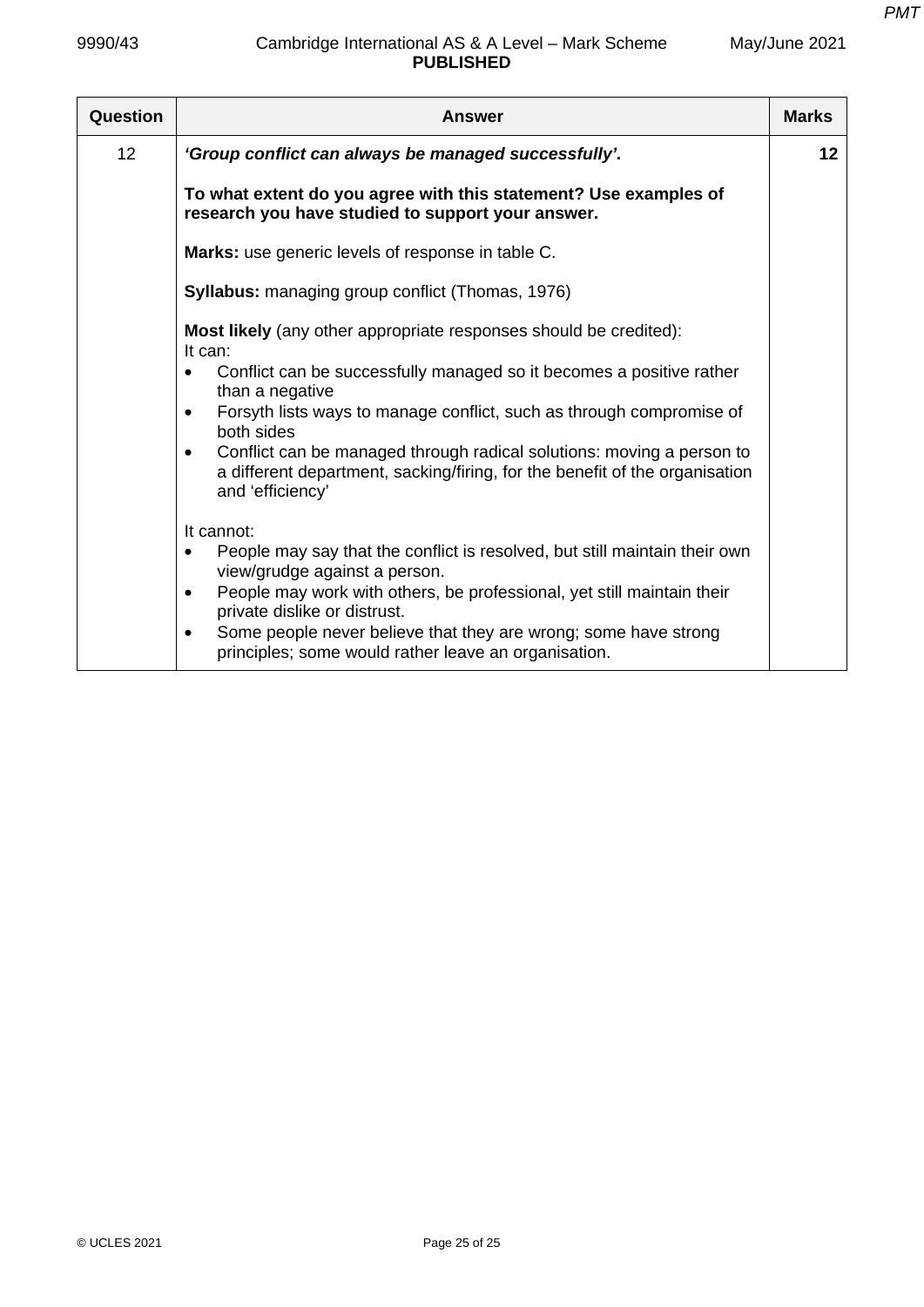| Question | Answer | Marks |
|---|---|---|
| 12 | ***'Group conflict can always be managed successfully'.***<br><br>**To what extent do you agree with this statement? Use examples of research you have studied to support your answer.**<br><br>**Marks:** use generic levels of response in table C.<br><br>**Syllabus:** managing group conflict (Thomas, 1976)<br><br>**Most likely** (any other appropriate responses should be credited):<br>It can:<br>• Conflict can be successfully managed so it becomes a positive rather than a negative<br>• Forsyth lists ways to manage conflict, such as through compromise of both sides<br>• Conflict can be managed through radical solutions: moving a person to a different department, sacking/firing, for the benefit of the organisation and 'efficiency'<br><br>It cannot:<br>• People may say that the conflict is resolved, but still maintain their own view/grudge against a person.<br>• People may work with others, be professional, yet still maintain their private dislike or distrust.<br>• Some people never believe that they are wrong; some have strong principles; some would rather leave an organisation. | 12 |